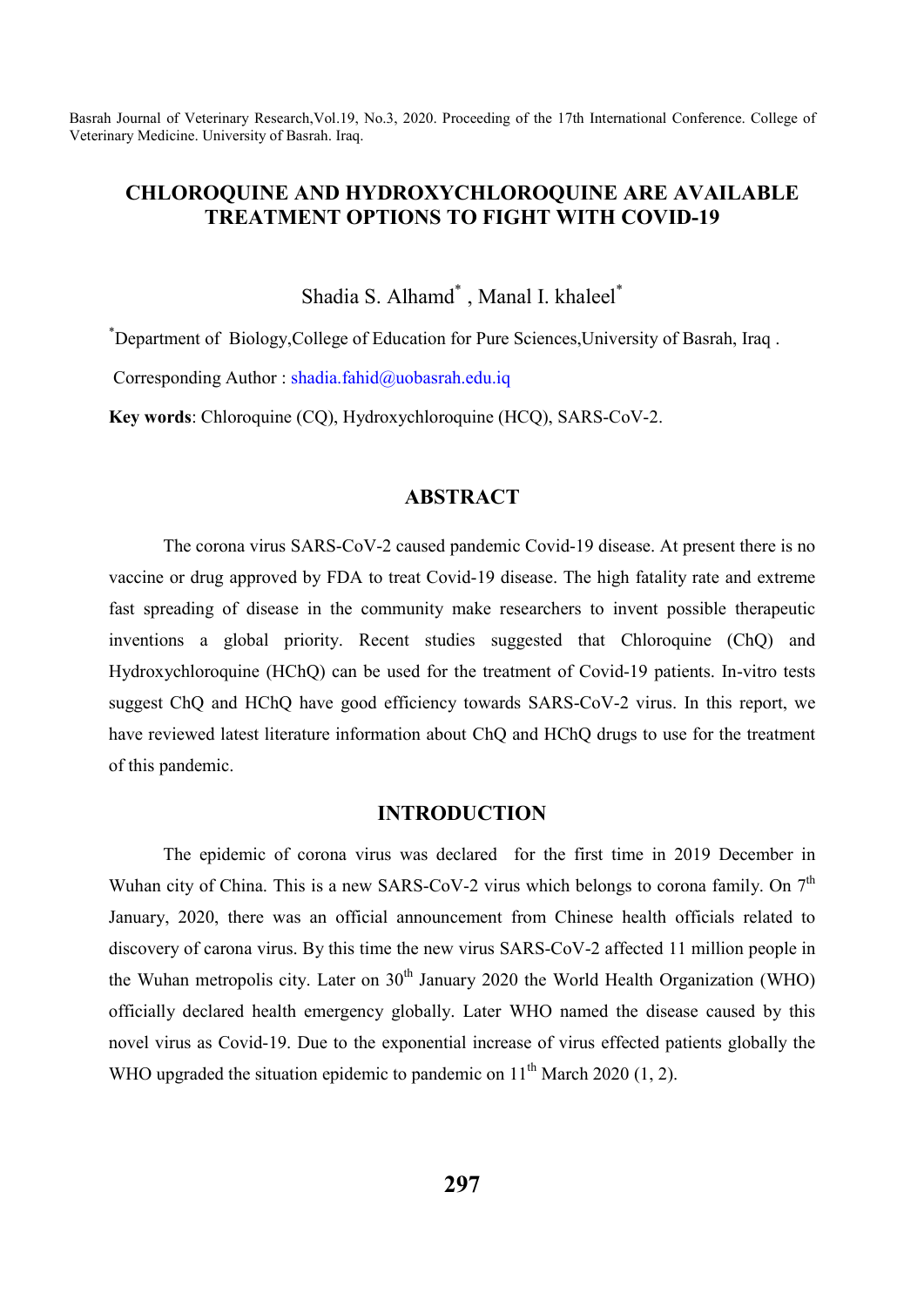# CHLOROQUINE AND HYDROXYCHLOROQUINE ARE AVAILABLE TREATMENT OPTIONS TO FIGHT WITH COVID-19

Shadia S. Alhamd[*] , Manal I. khaleel[*]

[*]Department of Biology,College of Education for Pure Sciences,University of Basrah, Iraq .

Corresponding Author : shadia.fahid@uobasrah.edu.iq

**Key words**: Chloroquine (CQ), Hydroxychloroquine (HCQ), SARS-CoV-2.

## ABSTRACT

The corona virus SARS-CoV-2 caused pandemic Covid-19 disease. At present there is no vaccine or drug approved by FDA to treat Covid-19 disease. The high fatality rate and extreme fast spreading of disease in the community make researchers to invent possible therapeutic inventions a global priority. Recent studies suggested that Chloroquine (ChQ) and Hydroxychloroquine (HChQ) can be used for the treatment of Covid-19 patients. In-vitro tests suggest ChQ and HChQ have good efficiency towards SARS-CoV-2 virus. In this report, we have reviewed latest literature information about ChQ and HChQ drugs to use for the treatment of this pandemic.

## INTRODUCTION

The epidemic of corona virus was declared for the first time in 2019 December in Wuhan city of China. This is a new SARS-CoV-2 virus which belongs to corona family. On 7th January, 2020, there was an official announcement from Chinese health officials related to discovery of carona virus. By this time the new virus SARS-CoV-2 affected 11 million people in the Wuhan metropolis city. Later on 30th January 2020 the World Health Organization (WHO) officially declared health emergency globally. Later WHO named the disease caused by this novel virus as Covid-19. Due to the exponential increase of virus effected patients globally the WHO upgraded the situation epidemic to pandemic on 11th March 2020 (1, 2).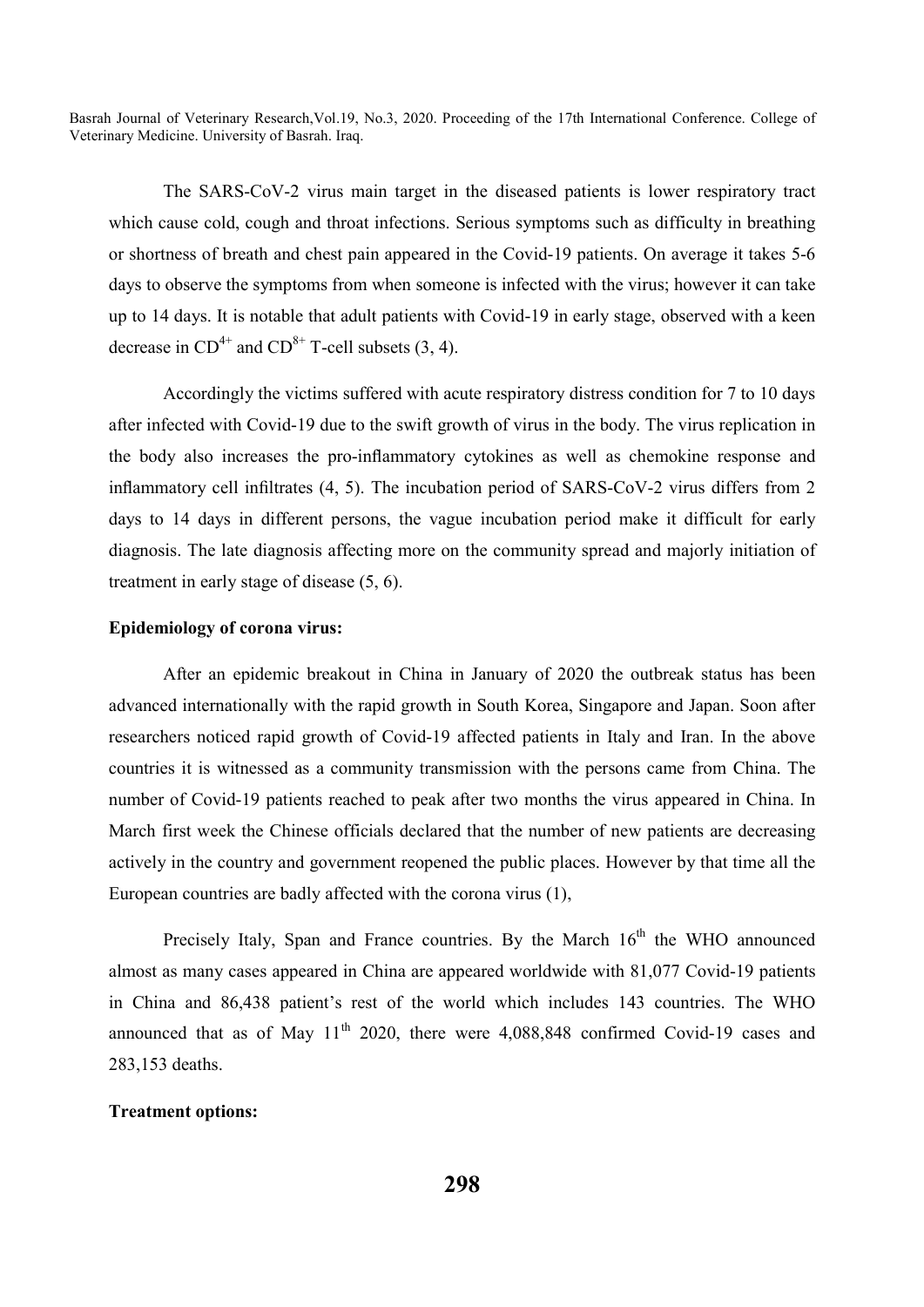The SARS-CoV-2 virus main target in the diseased patients is lower respiratory tract which cause cold, cough and throat infections. Serious symptoms such as difficulty in breathing or shortness of breath and chest pain appeared in the Covid-19 patients. On average it takes 5-6 days to observe the symptoms from when someone is infected with the virus; however it can take up to 14 days. It is notable that adult patients with Covid-19 in early stage, observed with a keen decrease in $CD^{4+}$ and $CD^{8+}$ T-cell subsets (3, 4).

Accordingly the victims suffered with acute respiratory distress condition for 7 to 10 days after infected with Covid-19 due to the swift growth of virus in the body. The virus replication in the body also increases the pro-inflammatory cytokines as well as chemokine response and inflammatory cell infiltrates (4, 5). The incubation period of SARS-CoV-2 virus differs from 2 days to 14 days in different persons, the vague incubation period make it difficult for early diagnosis. The late diagnosis affecting more on the community spread and majorly initiation of treatment in early stage of disease (5, 6).

**Epidemiology of corona virus:**

After an epidemic breakout in China in January of 2020 the outbreak status has been advanced internationally with the rapid growth in South Korea, Singapore and Japan. Soon after researchers noticed rapid growth of Covid-19 affected patients in Italy and Iran. In the above countries it is witnessed as a community transmission with the persons came from China. The number of Covid-19 patients reached to peak after two months the virus appeared in China. In March first week the Chinese officials declared that the number of new patients are decreasing actively in the country and government reopened the public places. However by that time all the European countries are badly affected with the corona virus (1),

Precisely Italy, Span and France countries. By the March 16th the WHO announced almost as many cases appeared in China are appeared worldwide with 81,077 Covid-19 patients in China and 86,438 patient's rest of the world which includes 143 countries. The WHO announced that as of May 11th 2020, there were 4,088,848 confirmed Covid-19 cases and 283,153 deaths.

**Treatment options:**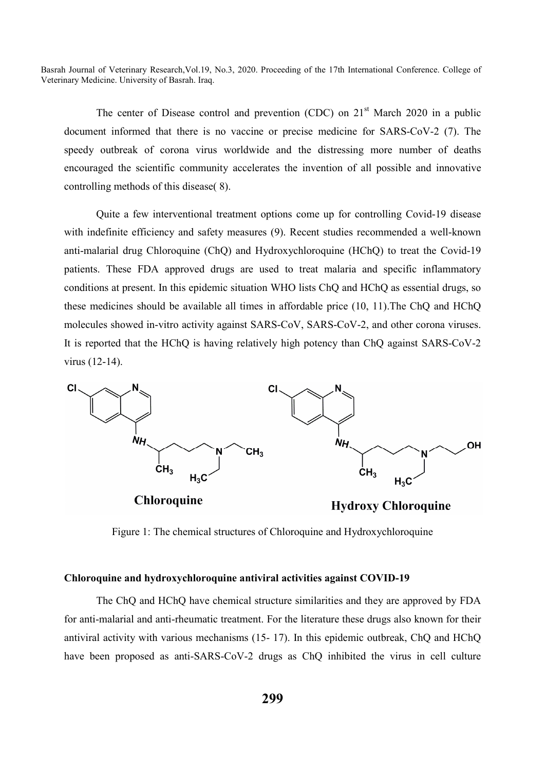The center of Disease control and prevention (CDC) on 21st March 2020 in a public document informed that there is no vaccine or precise medicine for SARS-CoV-2 (7). The speedy outbreak of corona virus worldwide and the distressing more number of deaths encouraged the scientific community accelerates the invention of all possible and innovative controlling methods of this disease( 8).

Quite a few interventional treatment options come up for controlling Covid-19 disease with indefinite efficiency and safety measures (9). Recent studies recommended a well-known anti-malarial drug Chloroquine (ChQ) and Hydroxychloroquine (HChQ) to treat the Covid-19 patients. These FDA approved drugs are used to treat malaria and specific inflammatory conditions at present. In this epidemic situation WHO lists ChQ and HChQ as essential drugs, so these medicines should be available all times in affordable price (10, 11).The ChQ and HChQ molecules showed in-vitro activity against SARS-CoV, SARS-CoV-2, and other corona viruses. It is reported that the HChQ is having relatively high potency than ChQ against SARS-CoV-2 virus (12-14).

Figure 1: The chemical structures of Chloroquine and Hydroxychloroquine

**Chloroquine and hydroxychloroquine antiviral activities against COVID-19**

The ChQ and HChQ have chemical structure similarities and they are approved by FDA for anti-malarial and anti-rheumatic treatment. For the literature these drugs also known for their antiviral activity with various mechanisms (15- 17). In this epidemic outbreak, ChQ and HChQ have been proposed as anti-SARS-CoV-2 drugs as ChQ inhibited the virus in cell culture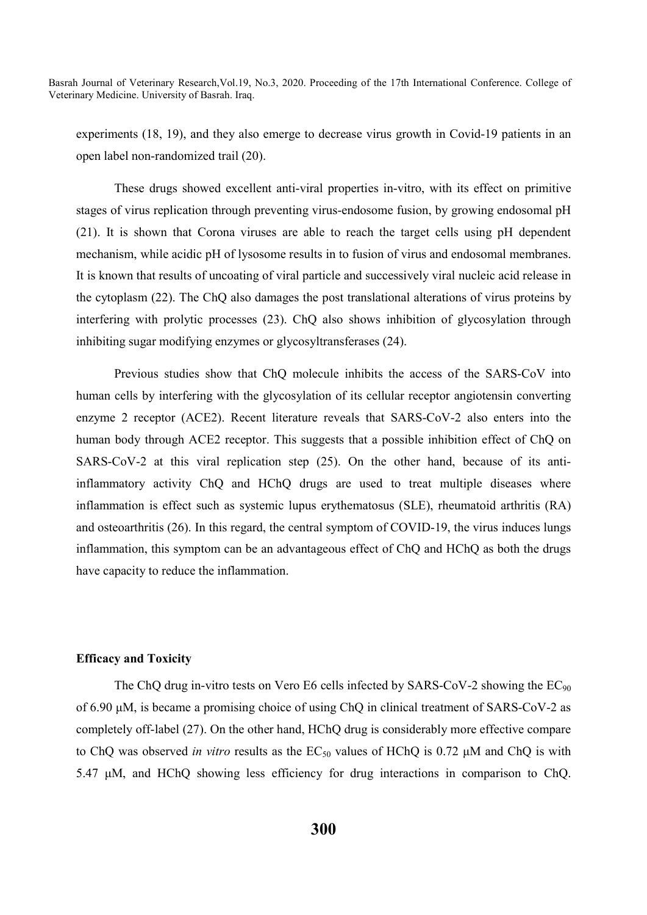experiments (18, 19), and they also emerge to decrease virus growth in Covid-19 patients in an open label non-randomized trail (20).

These drugs showed excellent anti-viral properties in-vitro, with its effect on primitive stages of virus replication through preventing virus-endosome fusion, by growing endosomal pH (21). It is shown that Corona viruses are able to reach the target cells using pH dependent mechanism, while acidic pH of lysosome results in to fusion of virus and endosomal membranes. It is known that results of uncoating of viral particle and successively viral nucleic acid release in the cytoplasm (22). The ChQ also damages the post translational alterations of virus proteins by interfering with prolytic processes (23). ChQ also shows inhibition of glycosylation through inhibiting sugar modifying enzymes or glycosyltransferases (24).

Previous studies show that ChQ molecule inhibits the access of the SARS-CoV into human cells by interfering with the glycosylation of its cellular receptor angiotensin converting enzyme 2 receptor (ACE2). Recent literature reveals that SARS-CoV-2 also enters into the human body through ACE2 receptor. This suggests that a possible inhibition effect of ChQ on SARS-CoV-2 at this viral replication step (25). On the other hand, because of its anti-inflammatory activity ChQ and HChQ drugs are used to treat multiple diseases where inflammation is effect such as systemic lupus erythematosus (SLE), rheumatoid arthritis (RA) and osteoarthritis (26). In this regard, the central symptom of COVID-19, the virus induces lungs inflammation, this symptom can be an advantageous effect of ChQ and HChQ as both the drugs have capacity to reduce the inflammation.

**Efficacy and Toxicity**

The ChQ drug in-vitro tests on Vero E6 cells infected by SARS-CoV-2 showing the $EC_{90}$ of 6.90 μM, is became a promising choice of using ChQ in clinical treatment of SARS-CoV-2 as completely off-label (27). On the other hand, HChQ drug is considerably more effective compare to ChQ was observed *in vitro* results as the $EC_{50}$ values of HChQ is 0.72 μM and ChQ is with 5.47 μM, and HChQ showing less efficiency for drug interactions in comparison to ChQ.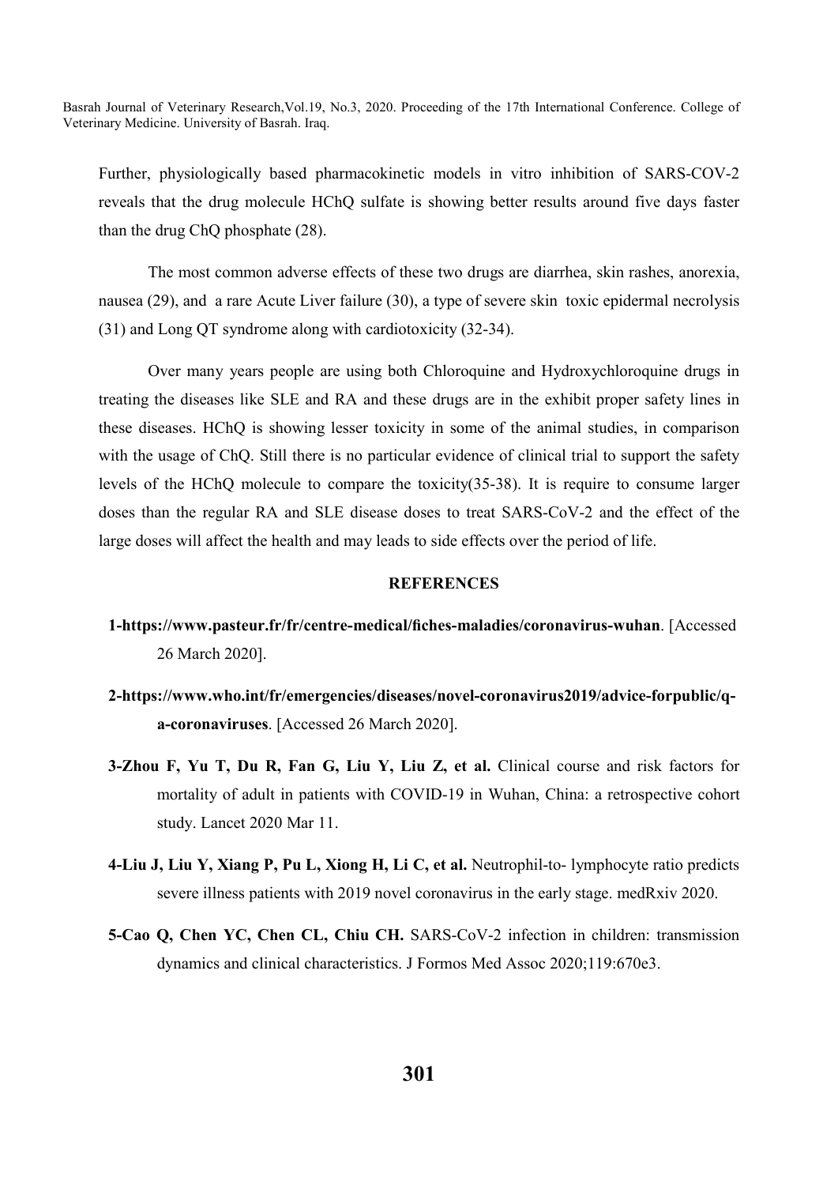Further, physiologically based pharmacokinetic models in vitro inhibition of SARS-COV-2 reveals that the drug molecule HChQ sulfate is showing better results around five days faster than the drug ChQ phosphate (28).

The most common adverse effects of these two drugs are diarrhea, skin rashes, anorexia, nausea (29), and a rare Acute Liver failure (30), a type of severe skin toxic epidermal necrolysis (31) and Long QT syndrome along with cardiotoxicity (32-34).

Over many years people are using both Chloroquine and Hydroxychloroquine drugs in treating the diseases like SLE and RA and these drugs are in the exhibit proper safety lines in these diseases. HChQ is showing lesser toxicity in some of the animal studies, in comparison with the usage of ChQ. Still there is no particular evidence of clinical trial to support the safety levels of the HChQ molecule to compare the toxicity(35-38). It is require to consume larger doses than the regular RA and SLE disease doses to treat SARS-CoV-2 and the effect of the large doses will affect the health and may leads to side effects over the period of life.

## REFERENCES

**1-https://www.pasteur.fr/fr/centre-medical/fiches-maladies/coronavirus-wuhan**. [Accessed 26 March 2020].

**2-https://www.who.int/fr/emergencies/diseases/novel-coronavirus2019/advice-forpublic/q-a-coronaviruses**. [Accessed 26 March 2020].

**3-Zhou F, Yu T, Du R, Fan G, Liu Y, Liu Z, et al.** Clinical course and risk factors for mortality of adult in patients with COVID-19 in Wuhan, China: a retrospective cohort study. Lancet 2020 Mar 11.

**4-Liu J, Liu Y, Xiang P, Pu L, Xiong H, Li C, et al.** Neutrophil-to- lymphocyte ratio predicts severe illness patients with 2019 novel coronavirus in the early stage. medRxiv 2020.

**5-Cao Q, Chen YC, Chen CL, Chiu CH.** SARS-CoV-2 infection in children: transmission dynamics and clinical characteristics. J Formos Med Assoc 2020;119:670e3.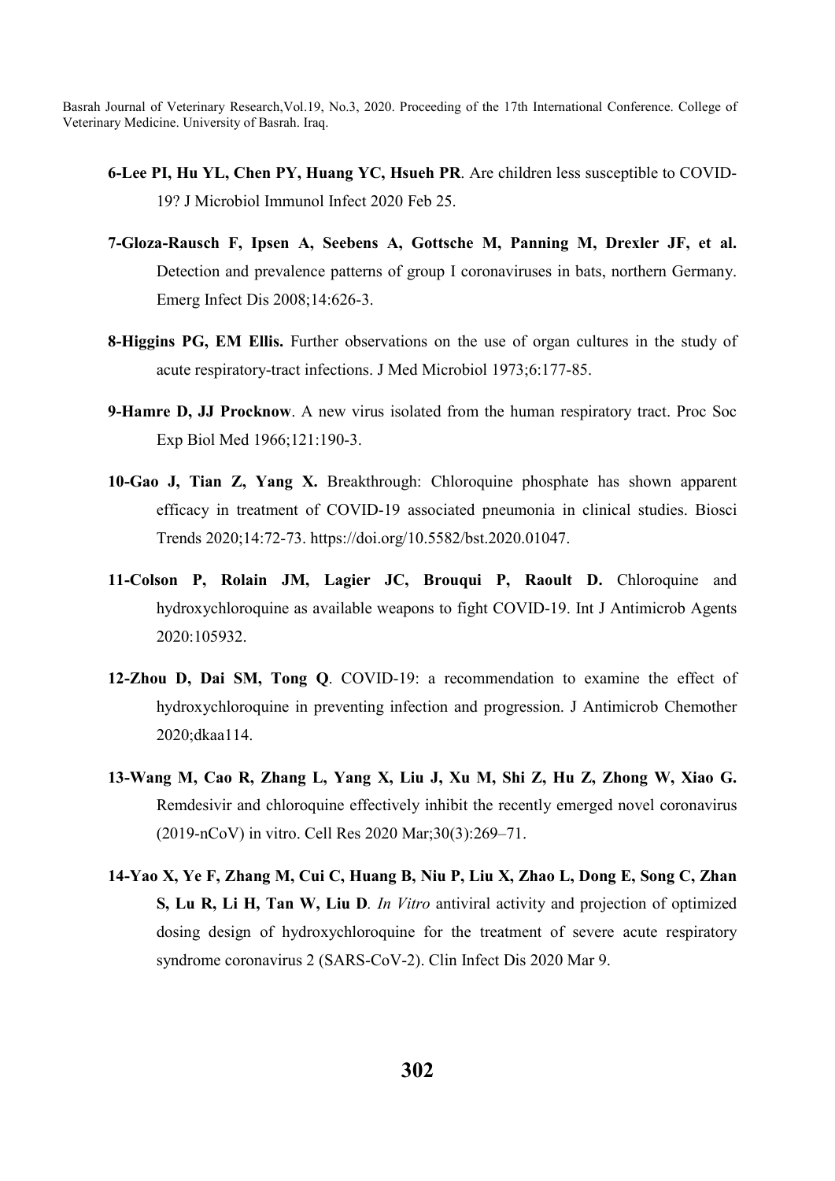**6-Lee PI, Hu YL, Chen PY, Huang YC, Hsueh PR**. Are children less susceptible to COVID-19? J Microbiol Immunol Infect 2020 Feb 25.

**7-Gloza-Rausch F, Ipsen A, Seebens A, Gottsche M, Panning M, Drexler JF, et al.** Detection and prevalence patterns of group I coronaviruses in bats, northern Germany. Emerg Infect Dis 2008;14:626-3.

**8-Higgins PG, EM Ellis.** Further observations on the use of organ cultures in the study of acute respiratory-tract infections. J Med Microbiol 1973;6:177-85.

**9-Hamre D, JJ Procknow**. A new virus isolated from the human respiratory tract. Proc Soc Exp Biol Med 1966;121:190-3.

**10-Gao J, Tian Z, Yang X.** Breakthrough: Chloroquine phosphate has shown apparent efficacy in treatment of COVID-19 associated pneumonia in clinical studies. Biosci Trends 2020;14:72-73. https://doi.org/10.5582/bst.2020.01047.

**11-Colson P, Rolain JM, Lagier JC, Brouqui P, Raoult D.** Chloroquine and hydroxychloroquine as available weapons to fight COVID-19. Int J Antimicrob Agents 2020:105932.

**12-Zhou D, Dai SM, Tong Q**. COVID-19: a recommendation to examine the effect of hydroxychloroquine in preventing infection and progression. J Antimicrob Chemother 2020;dkaa114.

**13-Wang M, Cao R, Zhang L, Yang X, Liu J, Xu M, Shi Z, Hu Z, Zhong W, Xiao G.** Remdesivir and chloroquine effectively inhibit the recently emerged novel coronavirus (2019-nCoV) in vitro. Cell Res 2020 Mar;30(3):269–71.

**14-Yao X, Ye F, Zhang M, Cui C, Huang B, Niu P, Liu X, Zhao L, Dong E, Song C, Zhan S, Lu R, Li H, Tan W, Liu D**. *In Vitro* antiviral activity and projection of optimized dosing design of hydroxychloroquine for the treatment of severe acute respiratory syndrome coronavirus 2 (SARS-CoV-2). Clin Infect Dis 2020 Mar 9.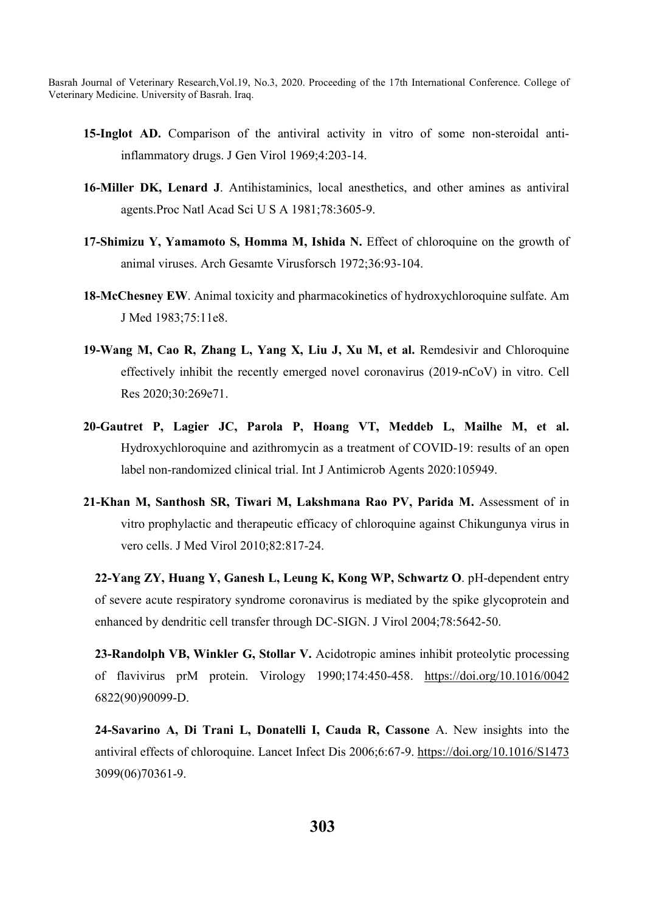**15-Inglot AD.** Comparison of the antiviral activity in vitro of some non-steroidal anti-inflammatory drugs. J Gen Virol 1969;4:203-14.

**16-Miller DK, Lenard J**. Antihistaminics, local anesthetics, and other amines as antiviral agents.Proc Natl Acad Sci U S A 1981;78:3605-9.

**17-Shimizu Y, Yamamoto S, Homma M, Ishida N.** Effect of chloroquine on the growth of animal viruses. Arch Gesamte Virusforsch 1972;36:93-104.

**18-McChesney EW**. Animal toxicity and pharmacokinetics of hydroxychloroquine sulfate. Am J Med 1983;75:11e8.

**19-Wang M, Cao R, Zhang L, Yang X, Liu J, Xu M, et al.** Remdesivir and Chloroquine effectively inhibit the recently emerged novel coronavirus (2019-nCoV) in vitro. Cell Res 2020;30:269e71.

**20-Gautret P, Lagier JC, Parola P, Hoang VT, Meddeb L, Mailhe M, et al.** Hydroxychloroquine and azithromycin as a treatment of COVID-19: results of an open label non-randomized clinical trial. Int J Antimicrob Agents 2020:105949.

**21-Khan M, Santhosh SR, Tiwari M, Lakshmana Rao PV, Parida M.** Assessment of in vitro prophylactic and therapeutic efficacy of chloroquine against Chikungunya virus in vero cells. J Med Virol 2010;82:817-24.

**22-Yang ZY, Huang Y, Ganesh L, Leung K, Kong WP, Schwartz O**. pH-dependent entry of severe acute respiratory syndrome coronavirus is mediated by the spike glycoprotein and enhanced by dendritic cell transfer through DC-SIGN. J Virol 2004;78:5642-50.

**23-Randolph VB, Winkler G, Stollar V.** Acidotropic amines inhibit proteolytic processing of flavivirus prM protein. Virology 1990;174:450-458. https://doi.org/10.1016/0042 6822(90)90099-D.

**24-Savarino A, Di Trani L, Donatelli I, Cauda R, Cassone** A. New insights into the antiviral effects of chloroquine. Lancet Infect Dis 2006;6:67-9. https://doi.org/10.1016/S1473 3099(06)70361-9.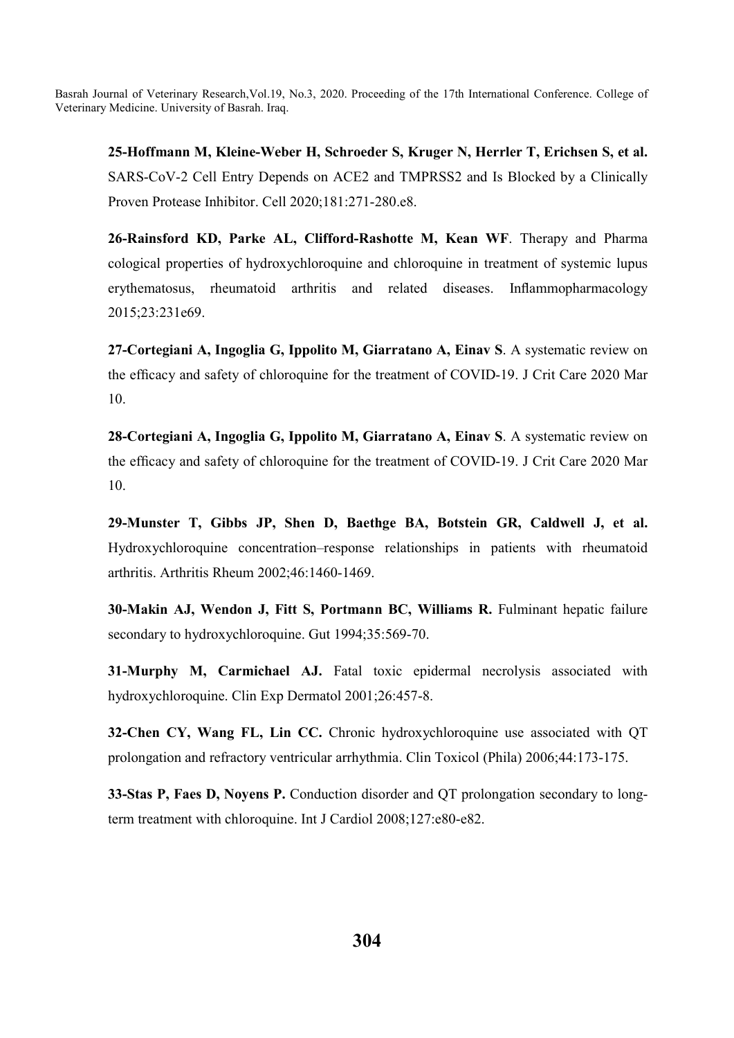**25-Hoffmann M, Kleine-Weber H, Schroeder S, Kruger N, Herrler T, Erichsen S, et al.** SARS-CoV-2 Cell Entry Depends on ACE2 and TMPRSS2 and Is Blocked by a Clinically Proven Protease Inhibitor. Cell 2020;181:271-280.e8.

**26-Rainsford KD, Parke AL, Clifford-Rashotte M, Kean WF**. Therapy and Pharma cological properties of hydroxychloroquine and chloroquine in treatment of systemic lupus erythematosus, rheumatoid arthritis and related diseases. Inflammopharmacology 2015;23:231e69.

**27-Cortegiani A, Ingoglia G, Ippolito M, Giarratano A, Einav S**. A systematic review on the efficacy and safety of chloroquine for the treatment of COVID-19. J Crit Care 2020 Mar 10.

**28-Cortegiani A, Ingoglia G, Ippolito M, Giarratano A, Einav S**. A systematic review on the efficacy and safety of chloroquine for the treatment of COVID-19. J Crit Care 2020 Mar 10.

**29-Munster T, Gibbs JP, Shen D, Baethge BA, Botstein GR, Caldwell J, et al.** Hydroxychloroquine concentration–response relationships in patients with rheumatoid arthritis. Arthritis Rheum 2002;46:1460-1469.

**30-Makin AJ, Wendon J, Fitt S, Portmann BC, Williams R.** Fulminant hepatic failure secondary to hydroxychloroquine. Gut 1994;35:569-70.

**31-Murphy M, Carmichael AJ.** Fatal toxic epidermal necrolysis associated with hydroxychloroquine. Clin Exp Dermatol 2001;26:457-8.

**32-Chen CY, Wang FL, Lin CC.** Chronic hydroxychloroquine use associated with QT prolongation and refractory ventricular arrhythmia. Clin Toxicol (Phila) 2006;44:173-175.

**33-Stas P, Faes D, Noyens P.** Conduction disorder and QT prolongation secondary to long-term treatment with chloroquine. Int J Cardiol 2008;127:e80-e82.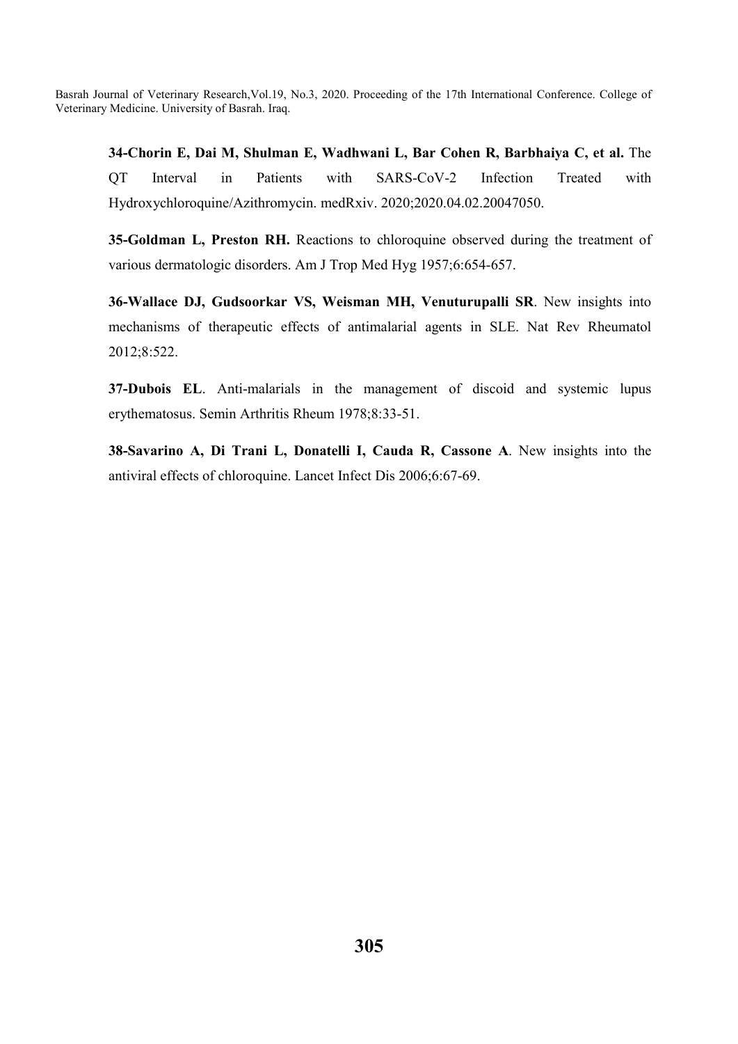**34-Chorin E, Dai M, Shulman E, Wadhwani L, Bar Cohen R, Barbhaiya C, et al.** The QT Interval in Patients with SARS-CoV-2 Infection Treated with Hydroxychloroquine/Azithromycin. medRxiv. 2020;2020.04.02.20047050.

**35-Goldman L, Preston RH.** Reactions to chloroquine observed during the treatment of various dermatologic disorders. Am J Trop Med Hyg 1957;6:654-657.

**36-Wallace DJ, Gudsoorkar VS, Weisman MH, Venuturupalli SR**. New insights into mechanisms of therapeutic effects of antimalarial agents in SLE. Nat Rev Rheumatol 2012;8:522.

**37-Dubois EL**. Anti-malarials in the management of discoid and systemic lupus erythematosus. Semin Arthritis Rheum 1978;8:33-51.

**38-Savarino A, Di Trani L, Donatelli I, Cauda R, Cassone A**. New insights into the antiviral effects of chloroquine. Lancet Infect Dis 2006;6:67-69.